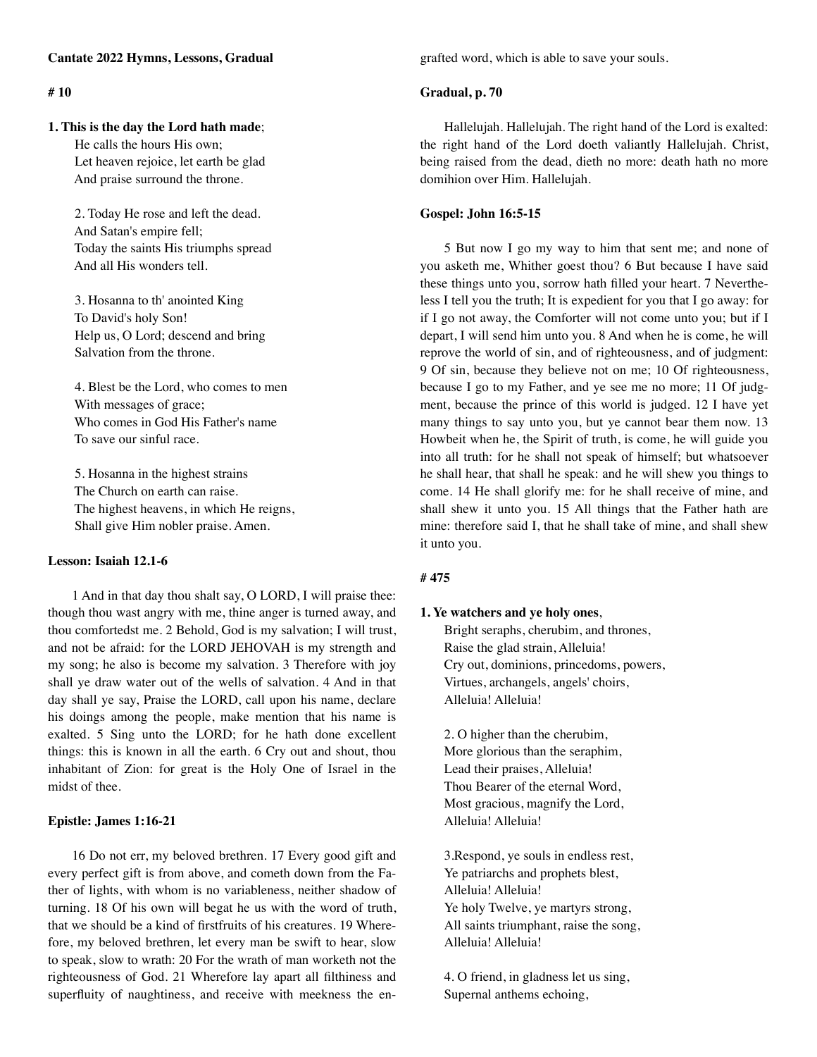**Cantate 2022 Hymns, Lessons, Gradual**

**# 10**

**1. This is the day the Lord hath made**;  
He calls the hours His own;  
Let heaven rejoice, let earth be glad  
And praise surround the throne.

2. Today He rose and left the dead.  
And Satan's empire fell;  
Today the saints His triumphs spread  
And all His wonders tell.

3. Hosanna to th' anointed King  
To David's holy Son!  
Help us, O Lord; descend and bring  
Salvation from the throne.

4. Blest be the Lord, who comes to men  
With messages of grace;  
Who comes in God His Father's name  
To save our sinful race.

5. Hosanna in the highest strains  
The Church on earth can raise.  
The highest heavens, in which He reigns,  
Shall give Him nobler praise. Amen.

**Lesson: Isaiah 12.1-6**

1 And in that day thou shalt say, O LORD, I will praise thee: though thou wast angry with me, thine anger is turned away, and thou comfortedst me. 2 Behold, God is my salvation; I will trust, and not be afraid: for the LORD JEHOVAH is my strength and my song; he also is become my salvation. 3 Therefore with joy shall ye draw water out of the wells of salvation. 4 And in that day shall ye say, Praise the LORD, call upon his name, declare his doings among the people, make mention that his name is exalted. 5 Sing unto the LORD; for he hath done excellent things: this is known in all the earth. 6 Cry out and shout, thou inhabitant of Zion: for great is the Holy One of Israel in the midst of thee.

**Epistle: James 1:16-21**

16 Do not err, my beloved brethren. 17 Every good gift and every perfect gift is from above, and cometh down from the Father of lights, with whom is no variableness, neither shadow of turning. 18 Of his own will begat he us with the word of truth, that we should be a kind of firstfruits of his creatures. 19 Wherefore, my beloved brethren, let every man be swift to hear, slow to speak, slow to wrath: 20 For the wrath of man worketh not the righteousness of God. 21 Wherefore lay apart all filthiness and superfluity of naughtiness, and receive with meekness the engrafted word, which is able to save your souls.

**Gradual, p. 70**

Hallelujah. Hallelujah. The right hand of the Lord is exalted: the right hand of the Lord doeth valiantly Hallelujah. Christ, being raised from the dead, dieth no more: death hath no more domihion over Him. Hallelujah.

**Gospel: John 16:5-15**

5 But now I go my way to him that sent me; and none of you asketh me, Whither goest thou? 6 But because I have said these things unto you, sorrow hath filled your heart. 7 Nevertheless I tell you the truth; It is expedient for you that I go away: for if I go not away, the Comforter will not come unto you; but if I depart, I will send him unto you. 8 And when he is come, he will reprove the world of sin, and of righteousness, and of judgment: 9 Of sin, because they believe not on me; 10 Of righteousness, because I go to my Father, and ye see me no more; 11 Of judgment, because the prince of this world is judged. 12 I have yet many things to say unto you, but ye cannot bear them now. 13 Howbeit when he, the Spirit of truth, is come, he will guide you into all truth: for he shall not speak of himself; but whatsoever he shall hear, that shall he speak: and he will shew you things to come. 14 He shall glorify me: for he shall receive of mine, and shall shew it unto you. 15 All things that the Father hath are mine: therefore said I, that he shall take of mine, and shall shew it unto you.

**# 475**

**1. Ye watchers and ye holy ones**,  
Bright seraphs, cherubim, and thrones,  
Raise the glad strain, Alleluia!  
Cry out, dominions, princedoms, powers,  
Virtues, archangels, angels' choirs,  
Alleluia! Alleluia!

2. O higher than the cherubim,  
More glorious than the seraphim,  
Lead their praises, Alleluia!  
Thou Bearer of the eternal Word,  
Most gracious, magnify the Lord,  
Alleluia! Alleluia!

3.Respond, ye souls in endless rest,  
Ye patriarchs and prophets blest,  
Alleluia! Alleluia!  
Ye holy Twelve, ye martyrs strong,  
All saints triumphant, raise the song,  
Alleluia! Alleluia!

4. O friend, in gladness let us sing,  
Supernal anthems echoing,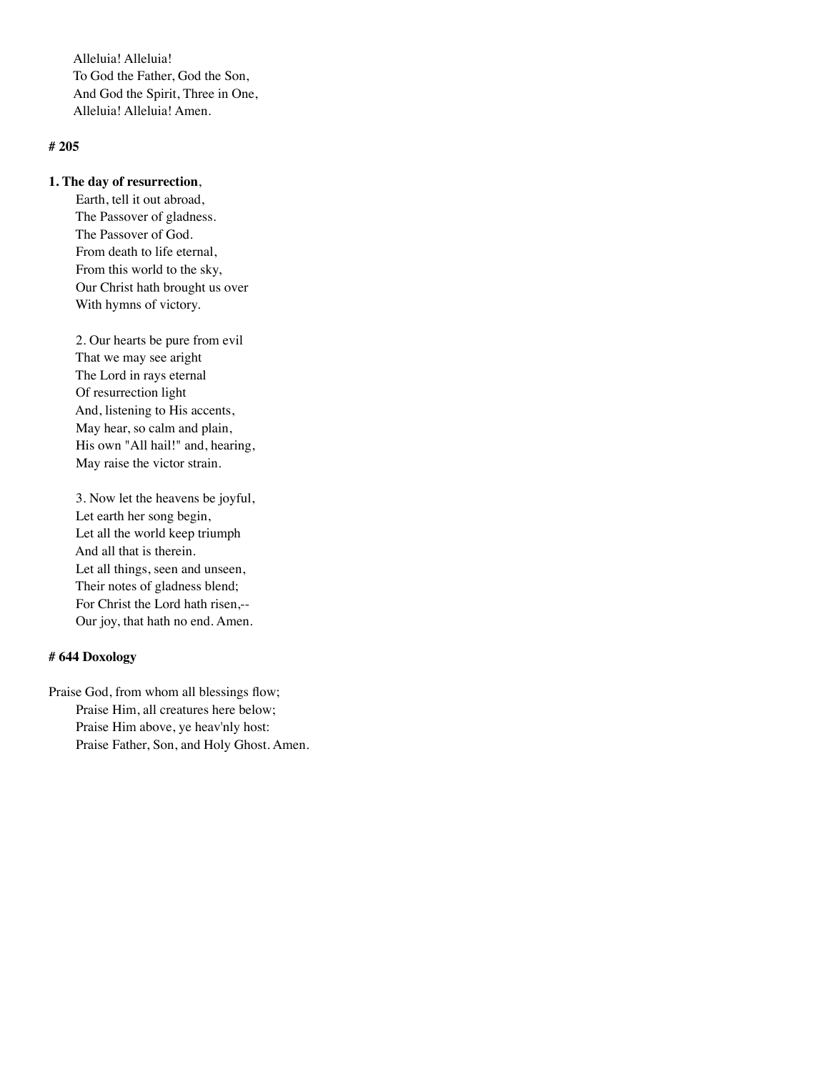Alleluia! Alleluia!
To God the Father, God the Son,
And God the Spirit, Three in One,
Alleluia! Alleluia! Amen.

**# 205**

**1. The day of resurrection**,
Earth, tell it out abroad,
The Passover of gladness.
The Passover of God.
From death to life eternal,
From this world to the sky,
Our Christ hath brought us over
With hymns of victory.

2. Our hearts be pure from evil
That we may see aright
The Lord in rays eternal
Of resurrection light
And, listening to His accents,
May hear, so calm and plain,
His own "All hail!" and, hearing,
May raise the victor strain.

3. Now let the heavens be joyful,
Let earth her song begin,
Let all the world keep triumph
And all that is therein.
Let all things, seen and unseen,
Their notes of gladness blend;
For Christ the Lord hath risen,--
Our joy, that hath no end. Amen.

**# 644 Doxology**

Praise God, from whom all blessings flow;
Praise Him, all creatures here below;
Praise Him above, ye heav'nly host:
Praise Father, Son, and Holy Ghost. Amen.